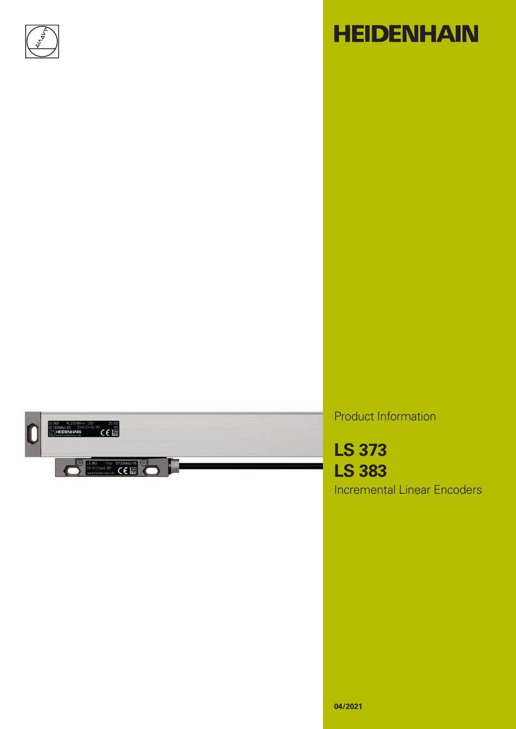# HEIDENHAIN

Product Information

## LS 373
## LS 383

Incremental Linear Encoders

04/2021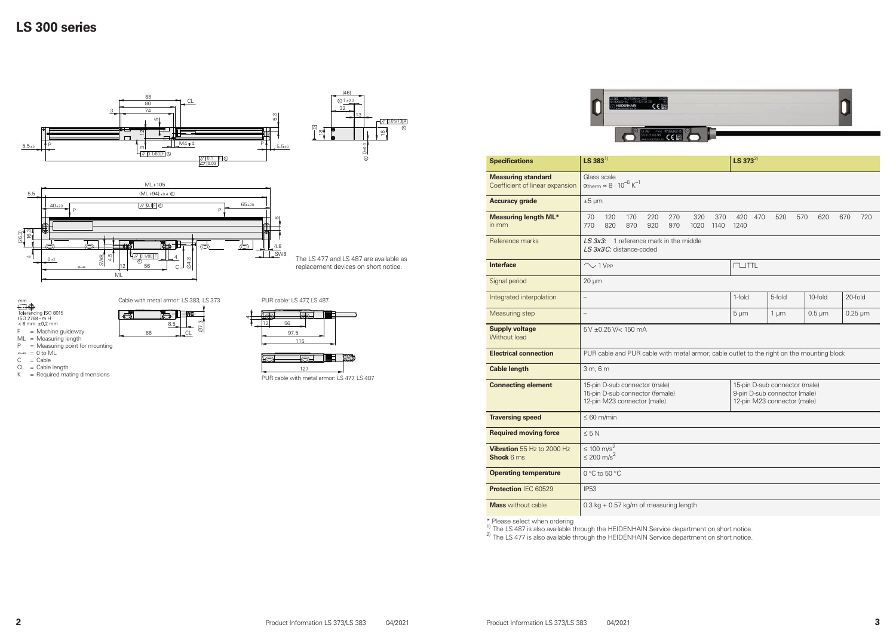# LS 300 series

The LS 477 and LS 487 are available as replacement devices on short notice.

mm

Tolerancing ISO 8015
ISO 2768 - m H
< 6 mm: ±0.2 mm

F = Machine guideway
ML = Measuring length
P = Measuring point for mounting
⇤⇥ = 0 to ML
C = Cable
CL = Cable length
K = Required mating dimensions

Cable with metal armor: LS 383, LS 373

PUR cable: LS 477, LS 487

PUR cable with metal armor: LS 477, LS 487

| Specifications | LS 383[1] | | | | LS 373[2] | | | |
|---|---|---|---|---|---|---|---|---|
| **Measuring standard** Coefficient of linear expansion | Glass scale $\alpha_{therm} \approx 8 \cdot 10^{-6}$ $K^{-1}$ | | | | | | | |
| **Accuracy grade** | ±5 µm | | | | | | | |
| **Measuring length ML*** in mm | 70 120 170 220 270 320 370 420 470 520 570 620 670 720 770 820 870 920 970 1020 1140 1240 | | | | | | | |
| Reference marks | *LS 3x3:* 1 reference mark in the middle *LS 3x3C:* distance-coded | | | | | | | |
| **Interface** | ∿ 1 $V_{PP}$ | | | | ⊓⊔TTL | | | |
| Signal period | 20 µm | | | | | | | |
| Integrated interpolation | – | | | | 1-fold | 5-fold | 10-fold | 20-fold |
| Measuring step | – | | | | 5 µm | 1 µm | 0.5 µm | 0.25 µm |
| **Supply voltage** Without load | 5 V ±0.25 V/< 150 mA | | | | | | | |
| **Electrical connection** | PUR cable and PUR cable with metal armor; cable outlet to the right on the mounting block | | | | | | | |
| **Cable length** | 3 m, 6 m | | | | | | | |
| **Connecting element** | 15-pin D-sub connector (male) 15-pin D-sub connector (female) 12-pin M23 connector (male) | | | | 15-pin D-sub connector (male) 9-pin D-sub connector (male) 12-pin M23 connector (male) | | | |
| **Traversing speed** | ≤ 60 m/min | | | | | | | |
| **Required moving force** | ≤ 5 N | | | | | | | |
| **Vibration** 55 Hz to 2000 Hz **Shock** 6 ms | ≤ 100 $m/s^2$ ≤ 200 $m/s^2$ | | | | | | | |
| **Operating temperature** | 0 °C to 50 °C | | | | | | | |
| **Protection** IEC 60529 | IP53 | | | | | | | |
| **Mass** without cable | 0.3 kg + 0.57 kg/m of measuring length | | | | | | | |

\* Please select when ordering
[1] The LS 487 is also available through the HEIDENHAIN Service department on short notice.
[2] The LS 477 is also available through the HEIDENHAIN Service department on short notice.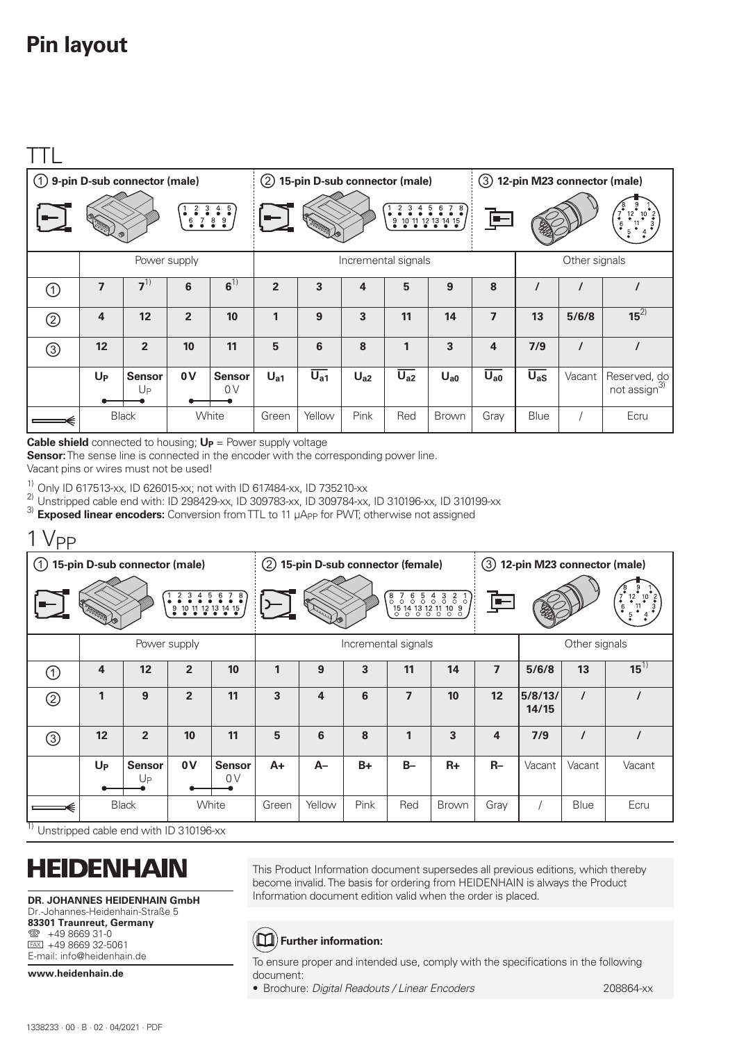# Pin layout

## TTL

| | ① 9-pin D-sub connector (male) | | | | ② 15-pin D-sub connector (male) | | | | | | ③ 12-pin M23 connector (male) | | |
|---|---|---|---|---|---|---|---|---|---|---|---|---|---|
| | Power supply | | | | Incremental signals | | | | | | Other signals | | |
| ① | **7** | **7**[1] | **6** | **6**[1] | **2** | **3** | **4** | **5** | **9** | **8** | **/** | **/** | **/** |
| ② | **4** | **12** | **2** | **10** | **1** | **9** | **3** | **11** | **14** | **7** | **13** | **5/6/8** | **15**[2] |
| ③ | **12** | **2** | **10** | **11** | **5** | **6** | **8** | **1** | **3** | **4** | **7/9** | **/** | **/** |
| | $U_P$ | Sensor $U_P$ | 0 V | Sensor 0 V | $U_{a1}$ | $\overline{U_{a1}}$ | $U_{a2}$ | $\overline{U_{a2}}$ | $U_{a0}$ | $\overline{U_{a0}}$ | $\overline{U_{aS}}$ | Vacant | Reserved, do not assign[3] |
| Cable | Black | | White | | Green | Yellow | Pink | Red | Brown | Gray | Blue | / | Ecru |

**Cable shield** connected to housing; $U_P$ = Power supply voltage

**Sensor:** The sense line is connected in the encoder with the corresponding power line.

Vacant pins or wires must not be used!

[1] Only ID 617513-xx, ID 626015-xx; not with ID 617484-xx, ID 735210-xx

[2] Unstripped cable end with: ID 298429-xx, ID 309783-xx, ID 309784-xx, ID 310196-xx, ID 310199-xx

[3] **Exposed linear encoders:** Conversion from TTL to 11 µA$_{PP}$ for PWT; otherwise not assigned

## 1 V$_{PP}$

| | ① 15-pin D-sub connector (male) | | | | ② 15-pin D-sub connector (female) | | | | | | ③ 12-pin M23 connector (male) | | |
|---|---|---|---|---|---|---|---|---|---|---|---|---|---|
| | Power supply | | | | Incremental signals | | | | | | Other signals | | |
| ① | **4** | **12** | **2** | **10** | **1** | **9** | **3** | **11** | **14** | **7** | **5/6/8** | **13** | **15**[1] |
| ② | **1** | **9** | **2** | **11** | **3** | **4** | **6** | **7** | **10** | **12** | **5/8/13/ 14/15** | **/** | **/** |
| ③ | **12** | **2** | **10** | **11** | **5** | **6** | **8** | **1** | **3** | **4** | **7/9** | **/** | **/** |
| | $U_P$ | Sensor $U_P$ | 0 V | Sensor 0 V | A+ | A– | B+ | B– | R+ | R– | Vacant | Vacant | Vacant |
| Cable | Black | | White | | Green | Yellow | Pink | Red | Brown | Gray | / | Blue | Ecru |

[1] Unstripped cable end with ID 310196-xx

**HEIDENHAIN**

**DR. JOHANNES HEIDENHAIN GmbH**
Dr.-Johannes-Heidenhain-Straße 5
**83301 Traunreut, Germany**
+49 8669 31-0
FAX +49 8669 32-5061
E-mail: info@heidenhain.de

**www.heidenhain.de**

This Product Information document supersedes all previous editions, which thereby become invalid. The basis for ordering from HEIDENHAIN is always the Product Information document edition valid when the order is placed.

**Further information:**

To ensure proper and intended use, comply with the specifications in the following document:

- Brochure: *Digital Readouts / Linear Encoders* 208864-xx

1338233 · 00 · B · 02 · 04/2021 · PDF